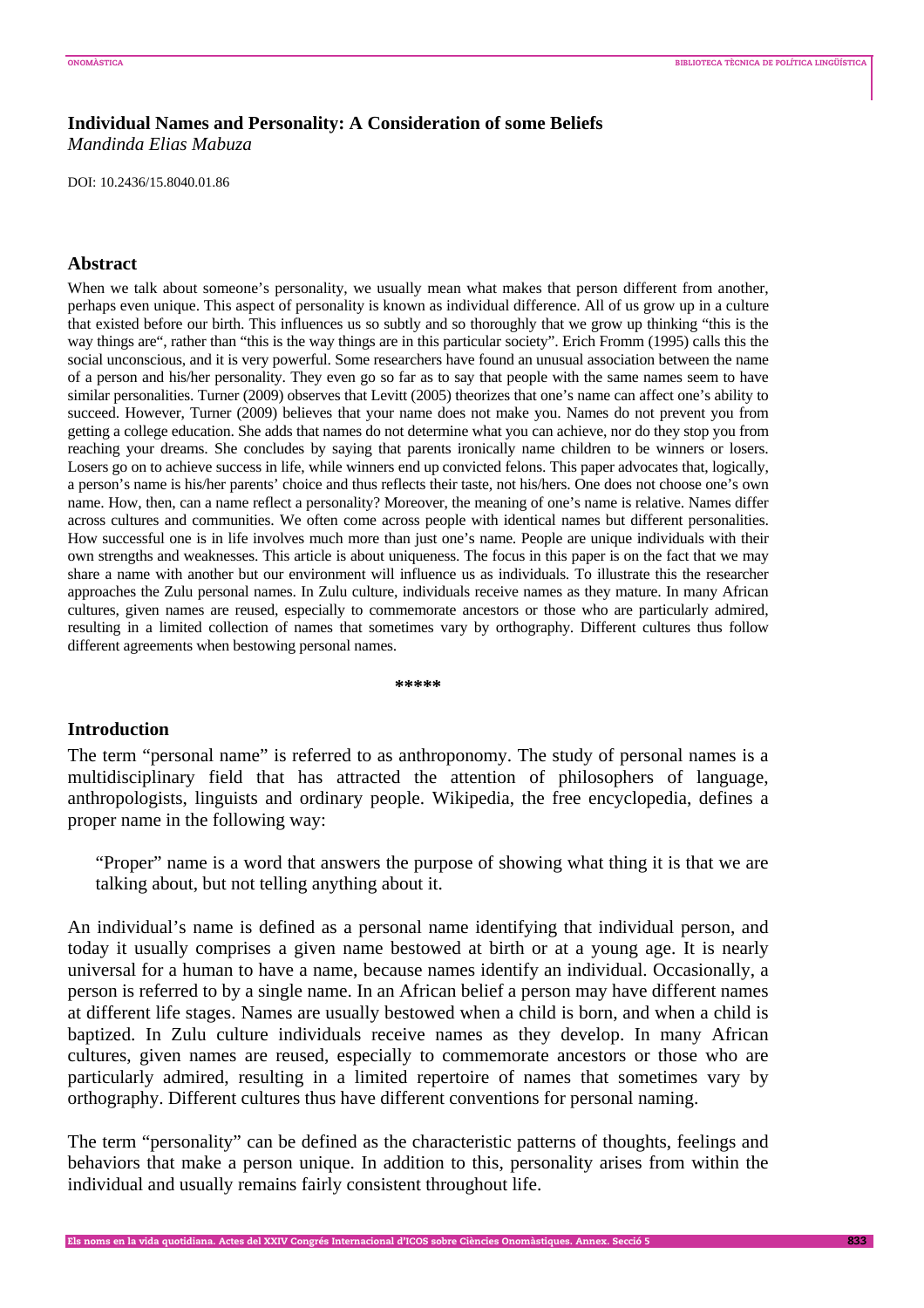# Individual Names and Personality: A Consideration of some Beliefs

*Mandinda Elias Mabuza*

DOI: 10.2436/15.8040.01.86

## Abstract

When we talk about someone's personality, we usually mean what makes that person different from another, perhaps even unique. This aspect of personality is known as individual difference. All of us grow up in a culture that existed before our birth. This influences us so subtly and so thoroughly that we grow up thinking "this is the way things are", rather than "this is the way things are in this particular society". Erich Fromm (1995) calls this the social unconscious, and it is very powerful. Some researchers have found an unusual association between the name of a person and his/her personality. They even go so far as to say that people with the same names seem to have similar personalities. Turner (2009) observes that Levitt (2005) theorizes that one's name can affect one's ability to succeed. However, Turner (2009) believes that your name does not make you. Names do not prevent you from getting a college education. She adds that names do not determine what you can achieve, nor do they stop you from reaching your dreams. She concludes by saying that parents ironically name children to be winners or losers. Losers go on to achieve success in life, while winners end up convicted felons. This paper advocates that, logically, a person's name is his/her parents' choice and thus reflects their taste, not his/hers. One does not choose one's own name. How, then, can a name reflect a personality? Moreover, the meaning of one's name is relative. Names differ across cultures and communities. We often come across people with identical names but different personalities. How successful one is in life involves much more than just one's name. People are unique individuals with their own strengths and weaknesses. This article is about uniqueness. The focus in this paper is on the fact that we may share a name with another but our environment will influence us as individuals. To illustrate this the researcher approaches the Zulu personal names. In Zulu culture, individuals receive names as they mature. In many African cultures, given names are reused, especially to commemorate ancestors or those who are particularly admired, resulting in a limited collection of names that sometimes vary by orthography. Different cultures thus follow different agreements when bestowing personal names.

\*\*\*\*\*

## Introduction

The term "personal name" is referred to as anthroponomy. The study of personal names is a multidisciplinary field that has attracted the attention of philosophers of language, anthropologists, linguists and ordinary people. Wikipedia, the free encyclopedia, defines a proper name in the following way:

> "Proper" name is a word that answers the purpose of showing what thing it is that we are talking about, but not telling anything about it.

An individual's name is defined as a personal name identifying that individual person, and today it usually comprises a given name bestowed at birth or at a young age. It is nearly universal for a human to have a name, because names identify an individual. Occasionally, a person is referred to by a single name. In an African belief a person may have different names at different life stages. Names are usually bestowed when a child is born, and when a child is baptized. In Zulu culture individuals receive names as they develop. In many African cultures, given names are reused, especially to commemorate ancestors or those who are particularly admired, resulting in a limited repertoire of names that sometimes vary by orthography. Different cultures thus have different conventions for personal naming.

The term "personality" can be defined as the characteristic patterns of thoughts, feelings and behaviors that make a person unique. In addition to this, personality arises from within the individual and usually remains fairly consistent throughout life.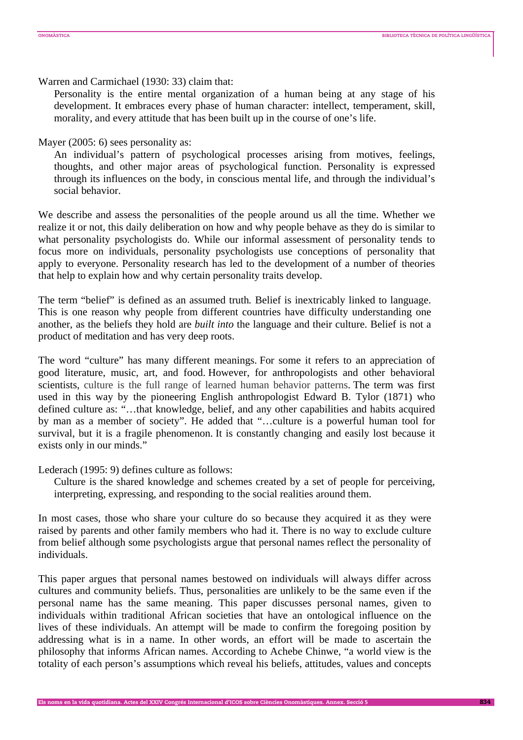Warren and Carmichael (1930: 33) claim that:

> Personality is the entire mental organization of a human being at any stage of his development. It embraces every phase of human character: intellect, temperament, skill, morality, and every attitude that has been built up in the course of one's life.

Mayer (2005: 6) sees personality as:

> An individual's pattern of psychological processes arising from motives, feelings, thoughts, and other major areas of psychological function. Personality is expressed through its influences on the body, in conscious mental life, and through the individual's social behavior.

We describe and assess the personalities of the people around us all the time. Whether we realize it or not, this daily deliberation on how and why people behave as they do is similar to what personality psychologists do. While our informal assessment of personality tends to focus more on individuals, personality psychologists use conceptions of personality that apply to everyone. Personality research has led to the development of a number of theories that help to explain how and why certain personality traits develop.

The term "belief" is defined as an assumed truth*.* Belief is inextricably linked to language. This is one reason why people from different countries have difficulty understanding one another, as the beliefs they hold are *built into* the language and their culture. Belief is not a product of meditation and has very deep roots.

The word "culture" has many different meanings. For some it refers to an appreciation of good literature, music, art, and food. However, for anthropologists and other behavioral scientists, culture is the full range of learned human behavior patterns. The term was first used in this way by the pioneering English anthropologist Edward B. Tylor (1871) who defined culture as: "…that knowledge, belief, and any other capabilities and habits acquired by man as a member of society". He added that "…culture is a powerful human tool for survival, but it is a fragile phenomenon. It is constantly changing and easily lost because it exists only in our minds."

Lederach (1995: 9) defines culture as follows:

> Culture is the shared knowledge and schemes created by a set of people for perceiving, interpreting, expressing, and responding to the social realities around them.

In most cases, those who share your culture do so because they acquired it as they were raised by parents and other family members who had it. There is no way to exclude culture from belief although some psychologists argue that personal names reflect the personality of individuals.

This paper argues that personal names bestowed on individuals will always differ across cultures and community beliefs. Thus, personalities are unlikely to be the same even if the personal name has the same meaning. This paper discusses personal names, given to individuals within traditional African societies that have an ontological influence on the lives of these individuals. An attempt will be made to confirm the foregoing position by addressing what is in a name. In other words, an effort will be made to ascertain the philosophy that informs African names. According to Achebe Chinwe, "a world view is the totality of each person's assumptions which reveal his beliefs, attitudes, values and concepts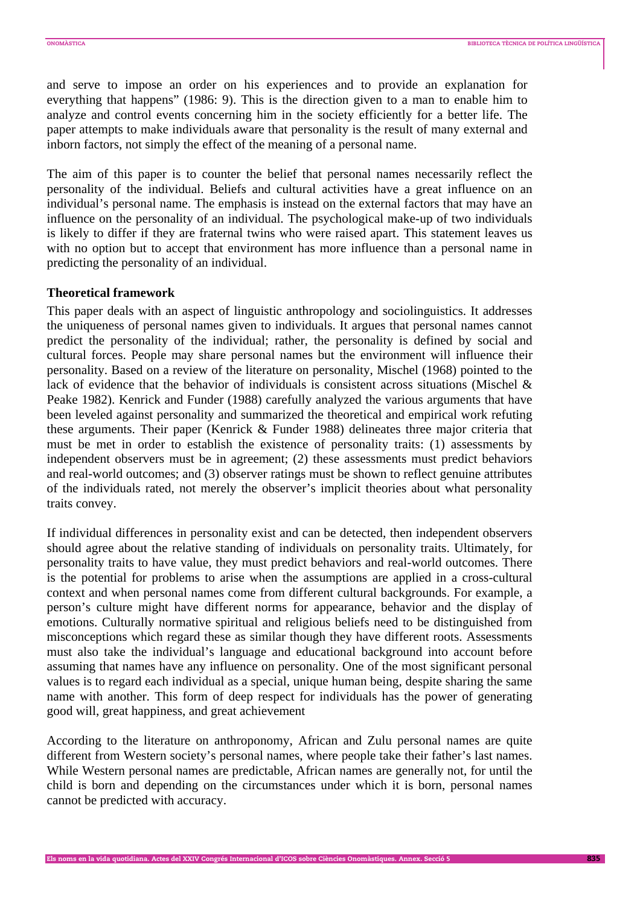and serve to impose an order on his experiences and to provide an explanation for everything that happens" (1986: 9). This is the direction given to a man to enable him to analyze and control events concerning him in the society efficiently for a better life. The paper attempts to make individuals aware that personality is the result of many external and inborn factors, not simply the effect of the meaning of a personal name.

The aim of this paper is to counter the belief that personal names necessarily reflect the personality of the individual. Beliefs and cultural activities have a great influence on an individual's personal name. The emphasis is instead on the external factors that may have an influence on the personality of an individual. The psychological make-up of two individuals is likely to differ if they are fraternal twins who were raised apart. This statement leaves us with no option but to accept that environment has more influence than a personal name in predicting the personality of an individual.

**Theoretical framework**

This paper deals with an aspect of linguistic anthropology and sociolinguistics. It addresses the uniqueness of personal names given to individuals. It argues that personal names cannot predict the personality of the individual; rather, the personality is defined by social and cultural forces. People may share personal names but the environment will influence their personality. Based on a review of the literature on personality, Mischel (1968) pointed to the lack of evidence that the behavior of individuals is consistent across situations (Mischel & Peake 1982). Kenrick and Funder (1988) carefully analyzed the various arguments that have been leveled against personality and summarized the theoretical and empirical work refuting these arguments. Their paper (Kenrick & Funder 1988) delineates three major criteria that must be met in order to establish the existence of personality traits: (1) assessments by independent observers must be in agreement; (2) these assessments must predict behaviors and real-world outcomes; and (3) observer ratings must be shown to reflect genuine attributes of the individuals rated, not merely the observer's implicit theories about what personality traits convey.

If individual differences in personality exist and can be detected, then independent observers should agree about the relative standing of individuals on personality traits. Ultimately, for personality traits to have value, they must predict behaviors and real-world outcomes. There is the potential for problems to arise when the assumptions are applied in a cross-cultural context and when personal names come from different cultural backgrounds. For example, a person's culture might have different norms for appearance, behavior and the display of emotions. Culturally normative spiritual and religious beliefs need to be distinguished from misconceptions which regard these as similar though they have different roots. Assessments must also take the individual's language and educational background into account before assuming that names have any influence on personality. One of the most significant personal values is to regard each individual as a special, unique human being, despite sharing the same name with another. This form of deep respect for individuals has the power of generating good will, great happiness, and great achievement

According to the literature on anthroponomy, African and Zulu personal names are quite different from Western society's personal names, where people take their father's last names. While Western personal names are predictable, African names are generally not, for until the child is born and depending on the circumstances under which it is born, personal names cannot be predicted with accuracy.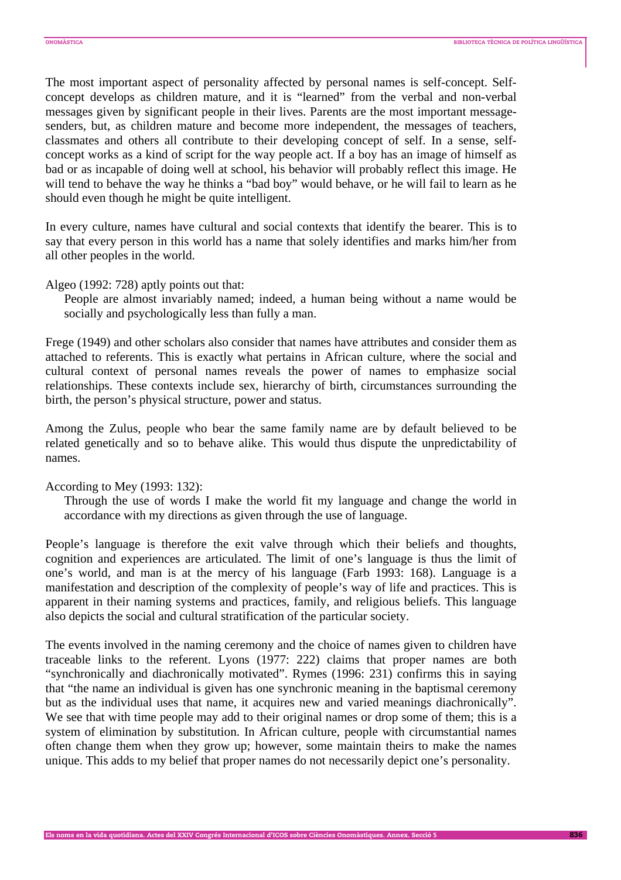The most important aspect of personality affected by personal names is self-concept. Self-concept develops as children mature, and it is "learned" from the verbal and non-verbal messages given by significant people in their lives. Parents are the most important message-senders, but, as children mature and become more independent, the messages of teachers, classmates and others all contribute to their developing concept of self. In a sense, self-concept works as a kind of script for the way people act. If a boy has an image of himself as bad or as incapable of doing well at school, his behavior will probably reflect this image. He will tend to behave the way he thinks a "bad boy" would behave, or he will fail to learn as he should even though he might be quite intelligent.

In every culture, names have cultural and social contexts that identify the bearer. This is to say that every person in this world has a name that solely identifies and marks him/her from all other peoples in the world.

Algeo (1992: 728) aptly points out that:

> People are almost invariably named; indeed, a human being without a name would be socially and psychologically less than fully a man.

Frege (1949) and other scholars also consider that names have attributes and consider them as attached to referents. This is exactly what pertains in African culture, where the social and cultural context of personal names reveals the power of names to emphasize social relationships. These contexts include sex, hierarchy of birth, circumstances surrounding the birth, the person's physical structure, power and status.

Among the Zulus, people who bear the same family name are by default believed to be related genetically and so to behave alike. This would thus dispute the unpredictability of names.

According to Mey (1993: 132):

> Through the use of words I make the world fit my language and change the world in accordance with my directions as given through the use of language.

People's language is therefore the exit valve through which their beliefs and thoughts, cognition and experiences are articulated. The limit of one's language is thus the limit of one's world, and man is at the mercy of his language (Farb 1993: 168). Language is a manifestation and description of the complexity of people's way of life and practices. This is apparent in their naming systems and practices, family, and religious beliefs. This language also depicts the social and cultural stratification of the particular society.

The events involved in the naming ceremony and the choice of names given to children have traceable links to the referent. Lyons (1977: 222) claims that proper names are both "synchronically and diachronically motivated". Rymes (1996: 231) confirms this in saying that "the name an individual is given has one synchronic meaning in the baptismal ceremony but as the individual uses that name, it acquires new and varied meanings diachronically". We see that with time people may add to their original names or drop some of them; this is a system of elimination by substitution. In African culture, people with circumstantial names often change them when they grow up; however, some maintain theirs to make the names unique. This adds to my belief that proper names do not necessarily depict one's personality.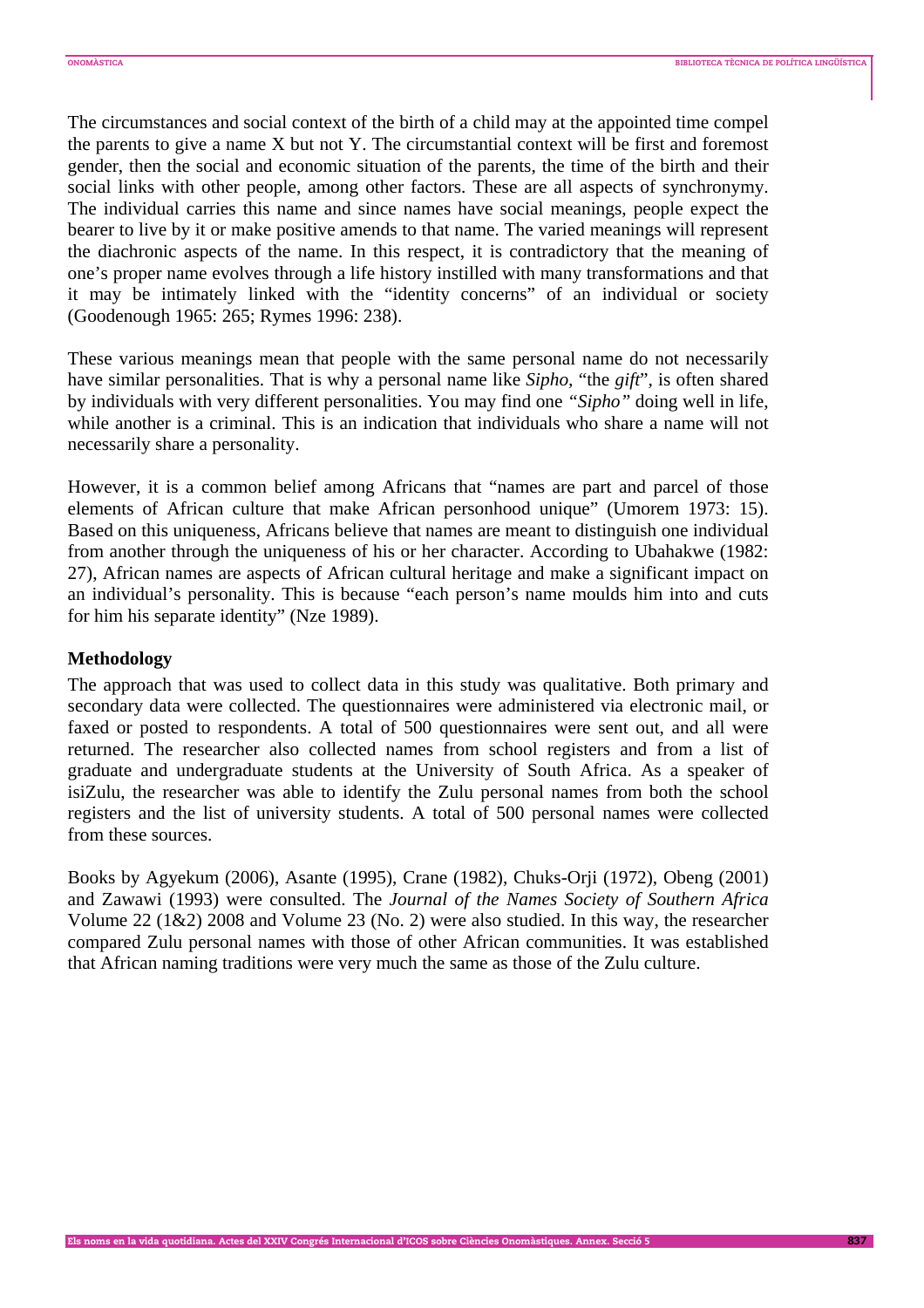The circumstances and social context of the birth of a child may at the appointed time compel the parents to give a name X but not Y. The circumstantial context will be first and foremost gender, then the social and economic situation of the parents, the time of the birth and their social links with other people, among other factors. These are all aspects of synchronymy. The individual carries this name and since names have social meanings, people expect the bearer to live by it or make positive amends to that name. The varied meanings will represent the diachronic aspects of the name. In this respect, it is contradictory that the meaning of one's proper name evolves through a life history instilled with many transformations and that it may be intimately linked with the "identity concerns" of an individual or society (Goodenough 1965: 265; Rymes 1996: 238).

These various meanings mean that people with the same personal name do not necessarily have similar personalities. That is why a personal name like *Sipho,* "the *gift*", is often shared by individuals with very different personalities. You may find one *"Sipho"* doing well in life, while another is a criminal. This is an indication that individuals who share a name will not necessarily share a personality.

However, it is a common belief among Africans that "names are part and parcel of those elements of African culture that make African personhood unique" (Umorem 1973: 15). Based on this uniqueness, Africans believe that names are meant to distinguish one individual from another through the uniqueness of his or her character. According to Ubahakwe (1982: 27), African names are aspects of African cultural heritage and make a significant impact on an individual's personality. This is because "each person's name moulds him into and cuts for him his separate identity" (Nze 1989).

**Methodology**

The approach that was used to collect data in this study was qualitative. Both primary and secondary data were collected. The questionnaires were administered via electronic mail, or faxed or posted to respondents. A total of 500 questionnaires were sent out, and all were returned. The researcher also collected names from school registers and from a list of graduate and undergraduate students at the University of South Africa. As a speaker of isiZulu, the researcher was able to identify the Zulu personal names from both the school registers and the list of university students. A total of 500 personal names were collected from these sources.

Books by Agyekum (2006), Asante (1995), Crane (1982), Chuks-Orji (1972), Obeng (2001) and Zawawi (1993) were consulted. The *Journal of the Names Society of Southern Africa* Volume 22 (1&2) 2008 and Volume 23 (No. 2) were also studied. In this way, the researcher compared Zulu personal names with those of other African communities. It was established that African naming traditions were very much the same as those of the Zulu culture.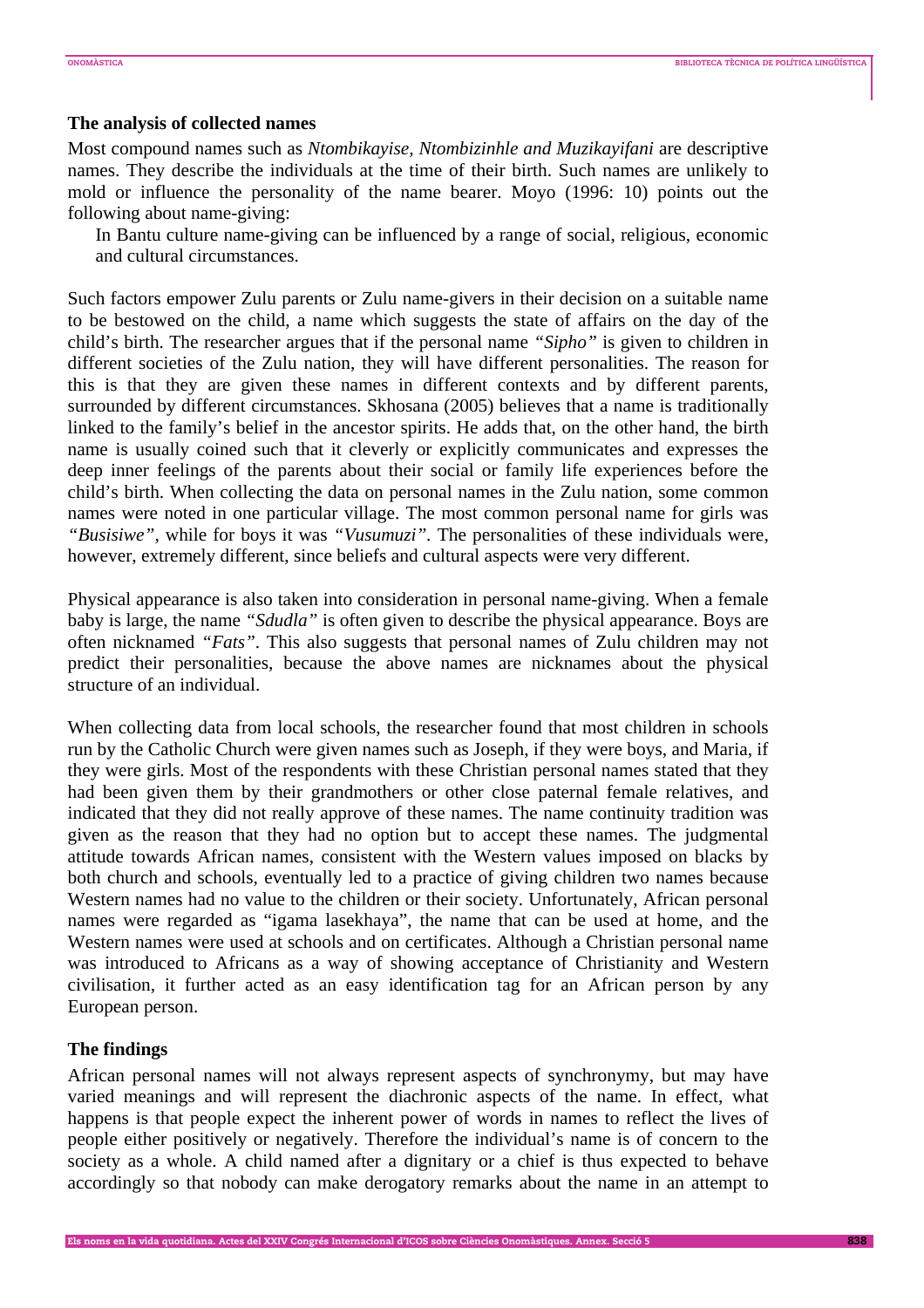## The analysis of collected names

Most compound names such as *Ntombikayise, Ntombizinhle and Muzikayifani* are descriptive names. They describe the individuals at the time of their birth. Such names are unlikely to mold or influence the personality of the name bearer. Moyo (1996: 10) points out the following about name-giving:

> In Bantu culture name-giving can be influenced by a range of social, religious, economic and cultural circumstances.

Such factors empower Zulu parents or Zulu name-givers in their decision on a suitable name to be bestowed on the child, a name which suggests the state of affairs on the day of the child's birth. The researcher argues that if the personal name *"Sipho"* is given to children in different societies of the Zulu nation, they will have different personalities. The reason for this is that they are given these names in different contexts and by different parents, surrounded by different circumstances. Skhosana (2005) believes that a name is traditionally linked to the family's belief in the ancestor spirits. He adds that, on the other hand, the birth name is usually coined such that it cleverly or explicitly communicates and expresses the deep inner feelings of the parents about their social or family life experiences before the child's birth. When collecting the data on personal names in the Zulu nation, some common names were noted in one particular village. The most common personal name for girls was *"Busisiwe"*, while for boys it was *"Vusumuzi"*. The personalities of these individuals were, however, extremely different, since beliefs and cultural aspects were very different.

Physical appearance is also taken into consideration in personal name-giving. When a female baby is large, the name *"Sdudla"* is often given to describe the physical appearance. Boys are often nicknamed *"Fats"*. This also suggests that personal names of Zulu children may not predict their personalities, because the above names are nicknames about the physical structure of an individual.

When collecting data from local schools, the researcher found that most children in schools run by the Catholic Church were given names such as Joseph, if they were boys, and Maria, if they were girls. Most of the respondents with these Christian personal names stated that they had been given them by their grandmothers or other close paternal female relatives, and indicated that they did not really approve of these names. The name continuity tradition was given as the reason that they had no option but to accept these names. The judgmental attitude towards African names, consistent with the Western values imposed on blacks by both church and schools, eventually led to a practice of giving children two names because Western names had no value to the children or their society. Unfortunately, African personal names were regarded as "igama lasekhaya", the name that can be used at home, and the Western names were used at schools and on certificates. Although a Christian personal name was introduced to Africans as a way of showing acceptance of Christianity and Western civilisation, it further acted as an easy identification tag for an African person by any European person.

## The findings

African personal names will not always represent aspects of synchronymy, but may have varied meanings and will represent the diachronic aspects of the name. In effect, what happens is that people expect the inherent power of words in names to reflect the lives of people either positively or negatively. Therefore the individual's name is of concern to the society as a whole. A child named after a dignitary or a chief is thus expected to behave accordingly so that nobody can make derogatory remarks about the name in an attempt to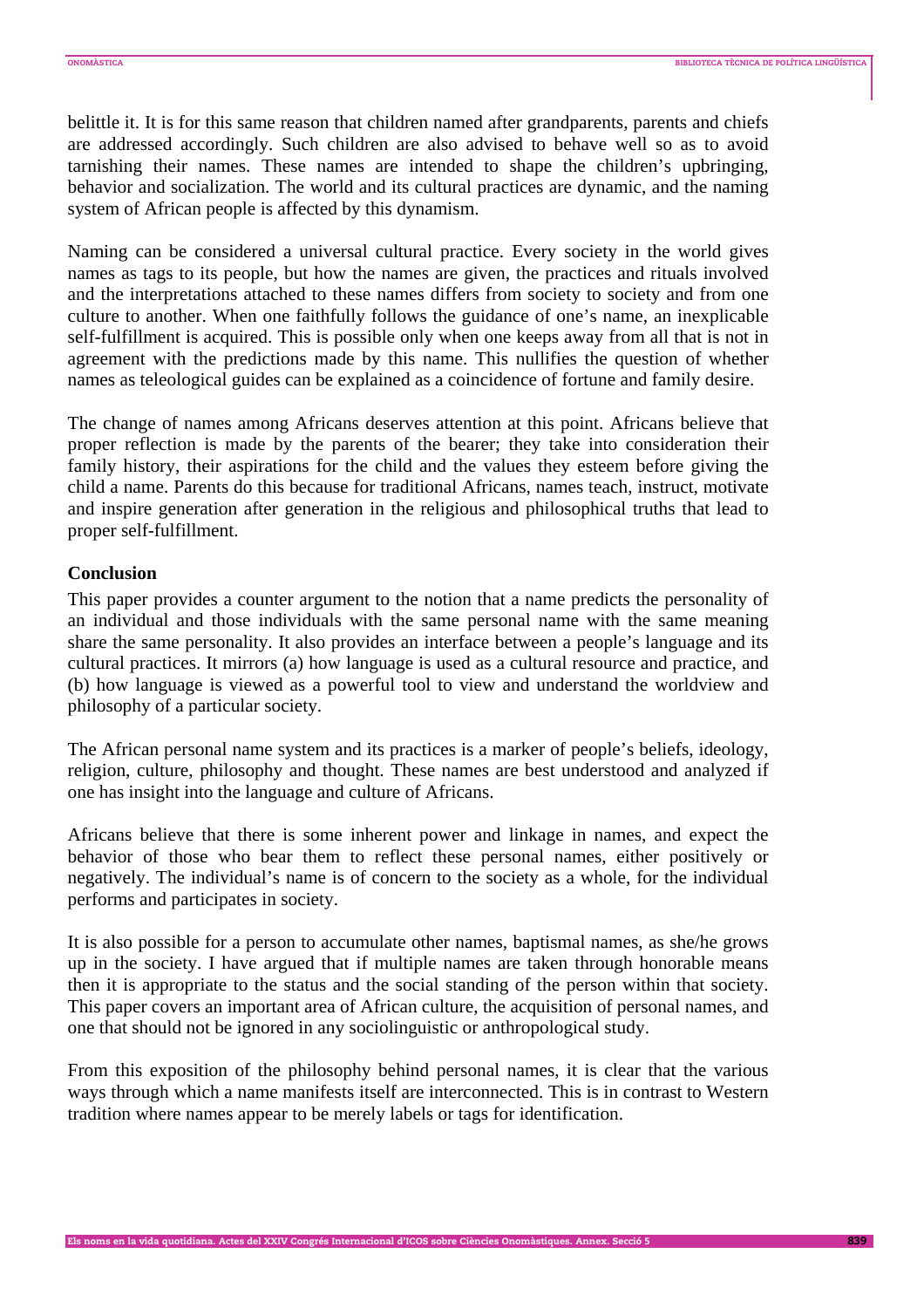belittle it. It is for this same reason that children named after grandparents, parents and chiefs are addressed accordingly. Such children are also advised to behave well so as to avoid tarnishing their names. These names are intended to shape the children's upbringing, behavior and socialization. The world and its cultural practices are dynamic, and the naming system of African people is affected by this dynamism.

Naming can be considered a universal cultural practice. Every society in the world gives names as tags to its people, but how the names are given, the practices and rituals involved and the interpretations attached to these names differs from society to society and from one culture to another. When one faithfully follows the guidance of one's name, an inexplicable self-fulfillment is acquired. This is possible only when one keeps away from all that is not in agreement with the predictions made by this name. This nullifies the question of whether names as teleological guides can be explained as a coincidence of fortune and family desire.

The change of names among Africans deserves attention at this point. Africans believe that proper reflection is made by the parents of the bearer; they take into consideration their family history, their aspirations for the child and the values they esteem before giving the child a name. Parents do this because for traditional Africans, names teach, instruct, motivate and inspire generation after generation in the religious and philosophical truths that lead to proper self-fulfillment.

## Conclusion

This paper provides a counter argument to the notion that a name predicts the personality of an individual and those individuals with the same personal name with the same meaning share the same personality. It also provides an interface between a people's language and its cultural practices. It mirrors (a) how language is used as a cultural resource and practice, and (b) how language is viewed as a powerful tool to view and understand the worldview and philosophy of a particular society.

The African personal name system and its practices is a marker of people's beliefs, ideology, religion, culture, philosophy and thought. These names are best understood and analyzed if one has insight into the language and culture of Africans.

Africans believe that there is some inherent power and linkage in names, and expect the behavior of those who bear them to reflect these personal names, either positively or negatively. The individual's name is of concern to the society as a whole, for the individual performs and participates in society.

It is also possible for a person to accumulate other names, baptismal names, as she/he grows up in the society. I have argued that if multiple names are taken through honorable means then it is appropriate to the status and the social standing of the person within that society. This paper covers an important area of African culture, the acquisition of personal names, and one that should not be ignored in any sociolinguistic or anthropological study.

From this exposition of the philosophy behind personal names, it is clear that the various ways through which a name manifests itself are interconnected. This is in contrast to Western tradition where names appear to be merely labels or tags for identification.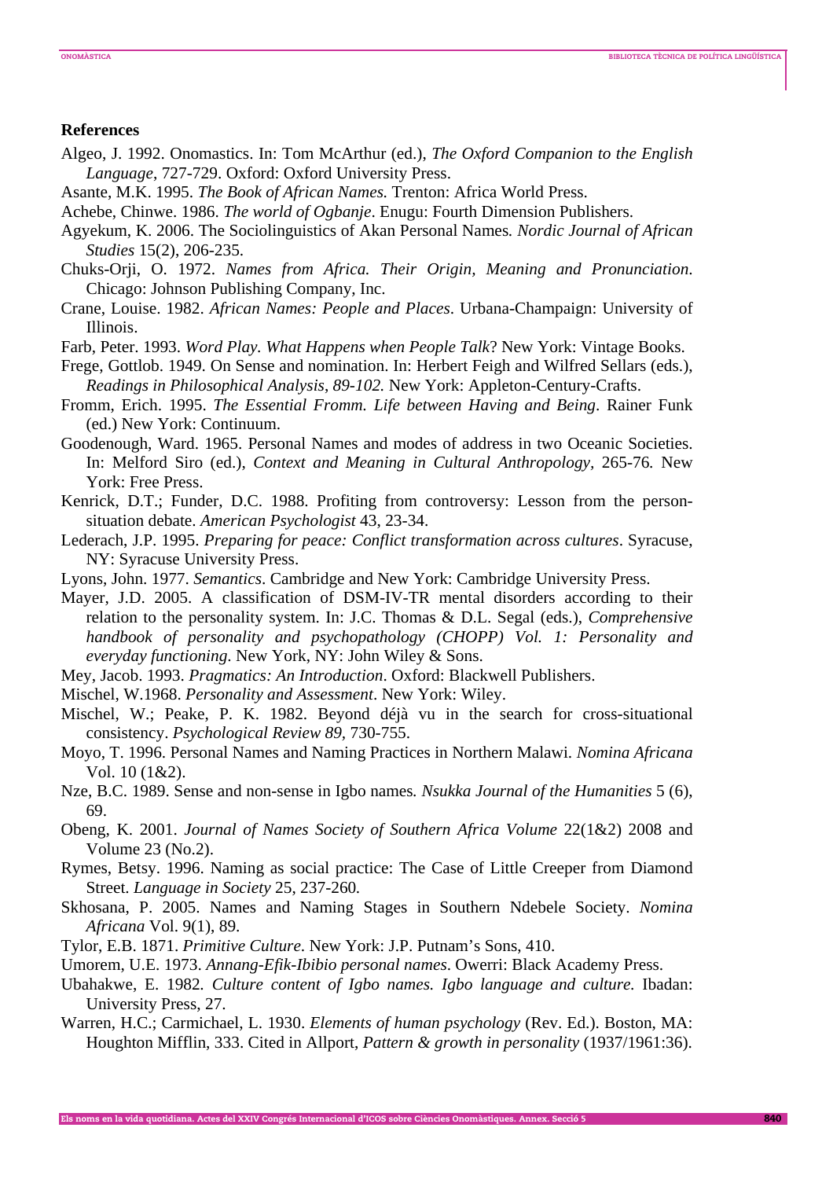**References**

Algeo, J. 1992. Onomastics. In: Tom McArthur (ed.), *The Oxford Companion to the English Language*, 727-729. Oxford: Oxford University Press.

Asante, M.K. 1995. *The Book of African Names.* Trenton: Africa World Press.

Achebe, Chinwe. 1986. *The world of Ogbanje*. Enugu: Fourth Dimension Publishers.

Agyekum, K. 2006. The Sociolinguistics of Akan Personal Names*. Nordic Journal of African Studies* 15(2), 206-235.

Chuks-Orji, O. 1972. *Names from Africa. Their Origin, Meaning and Pronunciation*. Chicago: Johnson Publishing Company, Inc.

Crane, Louise. 1982. *African Names: People and Places*. Urbana-Champaign: University of Illinois.

Farb, Peter. 1993. *Word Play. What Happens when People Talk*? New York: Vintage Books.

Frege, Gottlob. 1949. On Sense and nomination. In: Herbert Feigh and Wilfred Sellars (eds.), *Readings in Philosophical Analysis, 89-102.* New York: Appleton-Century-Crafts.

Fromm, Erich. 1995. *The Essential Fromm. Life between Having and Being*. Rainer Funk (ed.) New York: Continuum.

Goodenough, Ward. 1965. Personal Names and modes of address in two Oceanic Societies. In: Melford Siro (ed.), *Context and Meaning in Cultural Anthropology,* 265-76*.* New York: Free Press.

Kenrick, D.T.; Funder, D.C. 1988. Profiting from controversy: Lesson from the person-situation debate. *American Psychologist* 43, 23-34.

Lederach, J.P. 1995. *Preparing for peace: Conflict transformation across cultures*. Syracuse, NY: Syracuse University Press.

Lyons, John. 1977. *Semantics*. Cambridge and New York: Cambridge University Press.

Mayer, J.D. 2005. A classification of DSM-IV-TR mental disorders according to their relation to the personality system. In: J.C. Thomas & D.L. Segal (eds.), *Comprehensive handbook of personality and psychopathology (CHOPP) Vol. 1: Personality and everyday functioning*. New York, NY: John Wiley & Sons.

Mey, Jacob. 1993. *Pragmatics: An Introduction*. Oxford: Blackwell Publishers.

Mischel, W.1968. *Personality and Assessment*. New York: Wiley.

Mischel, W.; Peake, P. K. 1982. Beyond déjà vu in the search for cross-situational consistency. *Psychological Review 89*, 730-755.

Moyo, T. 1996. Personal Names and Naming Practices in Northern Malawi. *Nomina Africana* Vol. 10 (1&2).

Nze, B.C. 1989. Sense and non-sense in Igbo names*. Nsukka Journal of the Humanities* 5 (6), 69.

Obeng, K. 2001. *Journal of Names Society of Southern Africa Volume* 22(1&2) 2008 and Volume 23 (No.2).

Rymes, Betsy. 1996. Naming as social practice: The Case of Little Creeper from Diamond Street. *Language in Society* 25, 237-260*.*

Skhosana, P. 2005. Names and Naming Stages in Southern Ndebele Society. *Nomina Africana* Vol. 9(1), 89.

Tylor, E.B. 1871. *Primitive Culture*. New York: J.P. Putnam's Sons, 410.

Umorem, U.E. 1973. *Annang-Efik-Ibibio personal names*. Owerri: Black Academy Press.

Ubahakwe, E. 1982*. Culture content of Igbo names. Igbo language and culture.* Ibadan: University Press, 27.

Warren, H.C.; Carmichael, L. 1930. *Elements of human psychology* (Rev. Ed.). Boston, MA: Houghton Mifflin, 333. Cited in Allport, *Pattern & growth in personality* (1937/1961:36).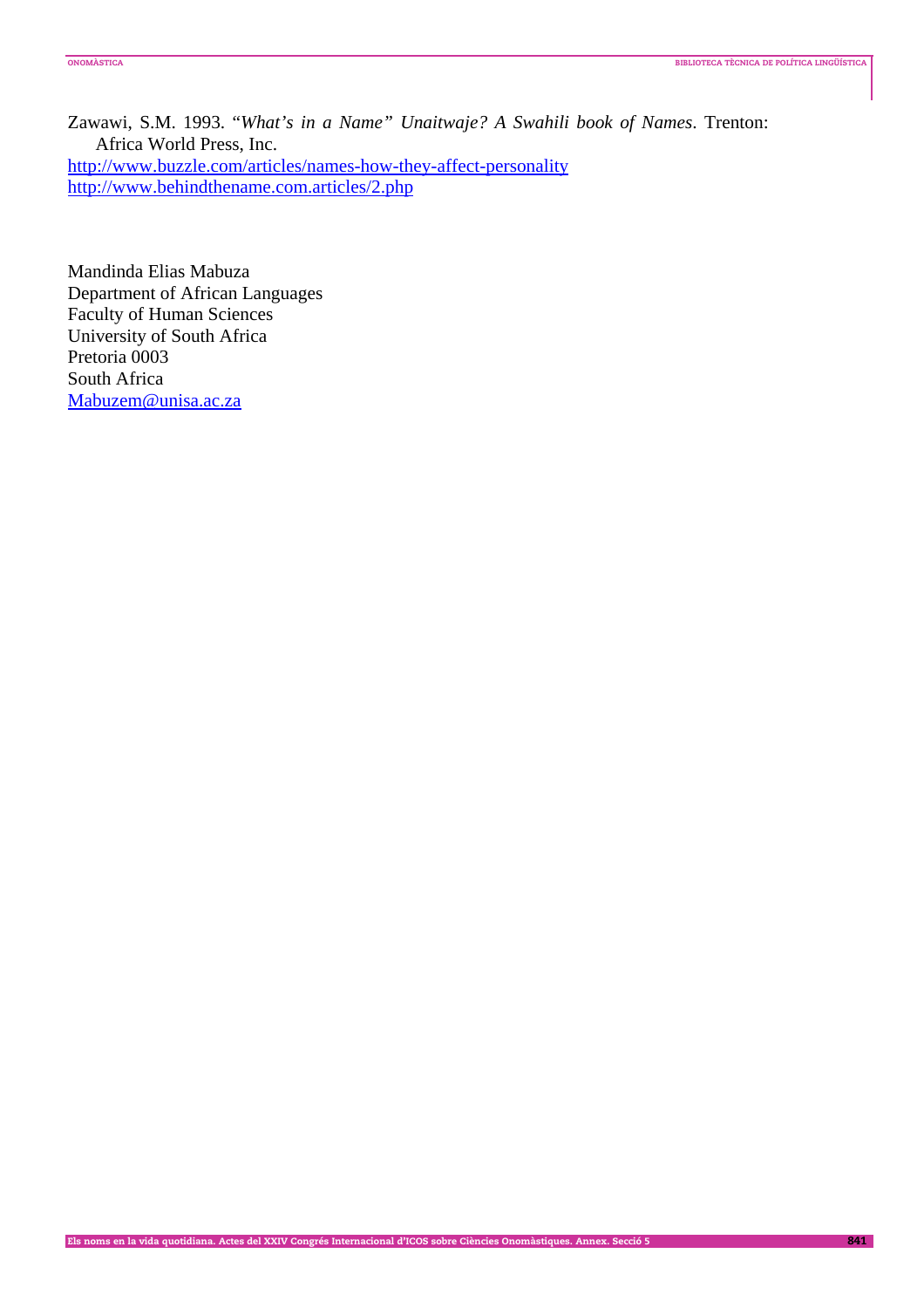Zawawi, S.M. 1993. "*What's in a Name" Unaitwaje? A Swahili book of Names*. Trenton: Africa World Press, Inc.

http://www.buzzle.com/articles/names-how-they-affect-personality

http://www.behindthename.com.articles/2.php

Mandinda Elias Mabuza
Department of African Languages
Faculty of Human Sciences
University of South Africa
Pretoria 0003
South Africa
Mabuzem@unisa.ac.za